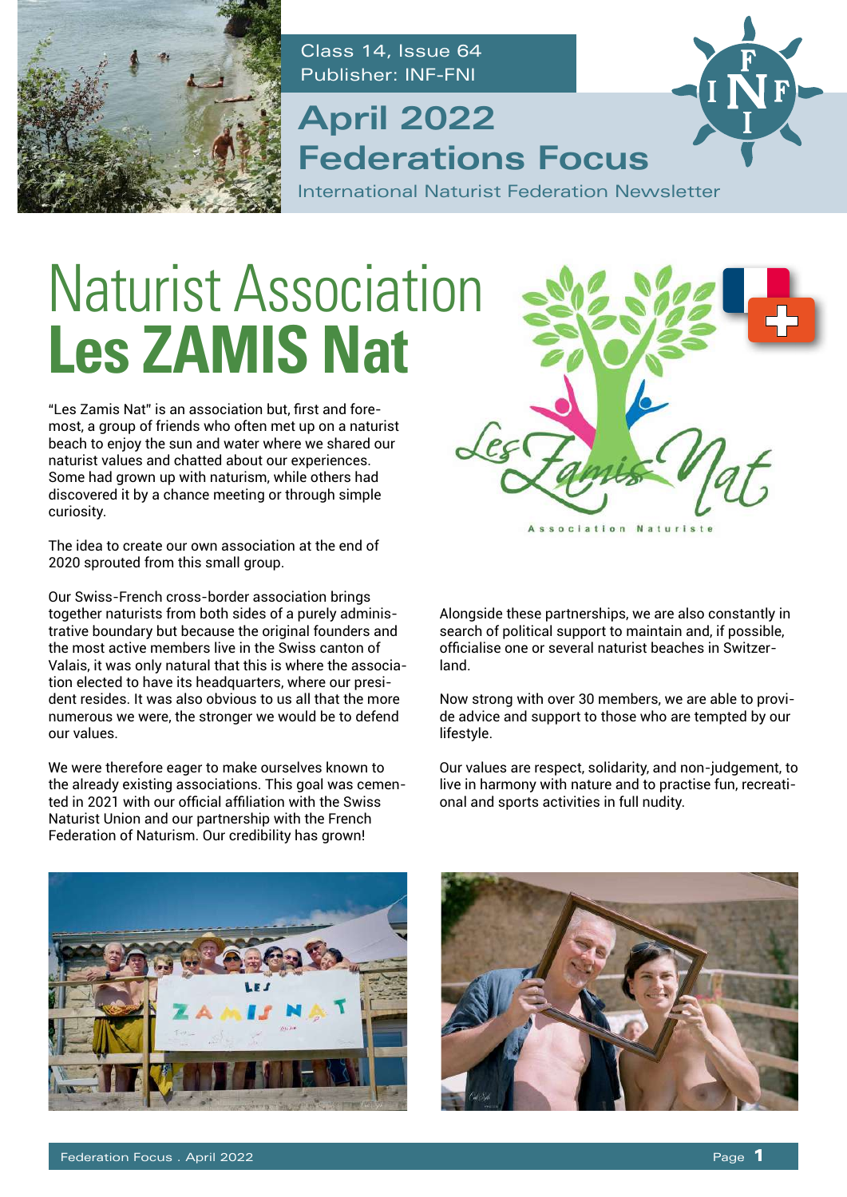Class 14, Issue 64
Publisher: INF-FNI

# April 2022 Federations Focus

International Naturist Federation Newsletter

# Naturist Association **Les ZAMIS Nat**

"Les Zamis Nat" is an association but, first and foremost, a group of friends who often met up on a naturist beach to enjoy the sun and water where we shared our naturist values and chatted about our experiences. Some had grown up with naturism, while others had discovered it by a chance meeting or through simple curiosity.

The idea to create our own association at the end of 2020 sprouted from this small group.

Our Swiss-French cross-border association brings together naturists from both sides of a purely administrative boundary but because the original founders and the most active members live in the Swiss canton of Valais, it was only natural that this is where the association elected to have its headquarters, where our president resides. It was also obvious to us all that the more numerous we were, the stronger we would be to defend our values.

We were therefore eager to make ourselves known to the already existing associations. This goal was cemented in 2021 with our official affiliation with the Swiss Naturist Union and our partnership with the French Federation of Naturism. Our credibility has grown!

Alongside these partnerships, we are also constantly in search of political support to maintain and, if possible, officialise one or several naturist beaches in Switzerland.

Now strong with over 30 members, we are able to provide advice and support to those who are tempted by our lifestyle.

Our values are respect, solidarity, and non-judgement, to live in harmony with nature and to practise fun, recreational and sports activities in full nudity.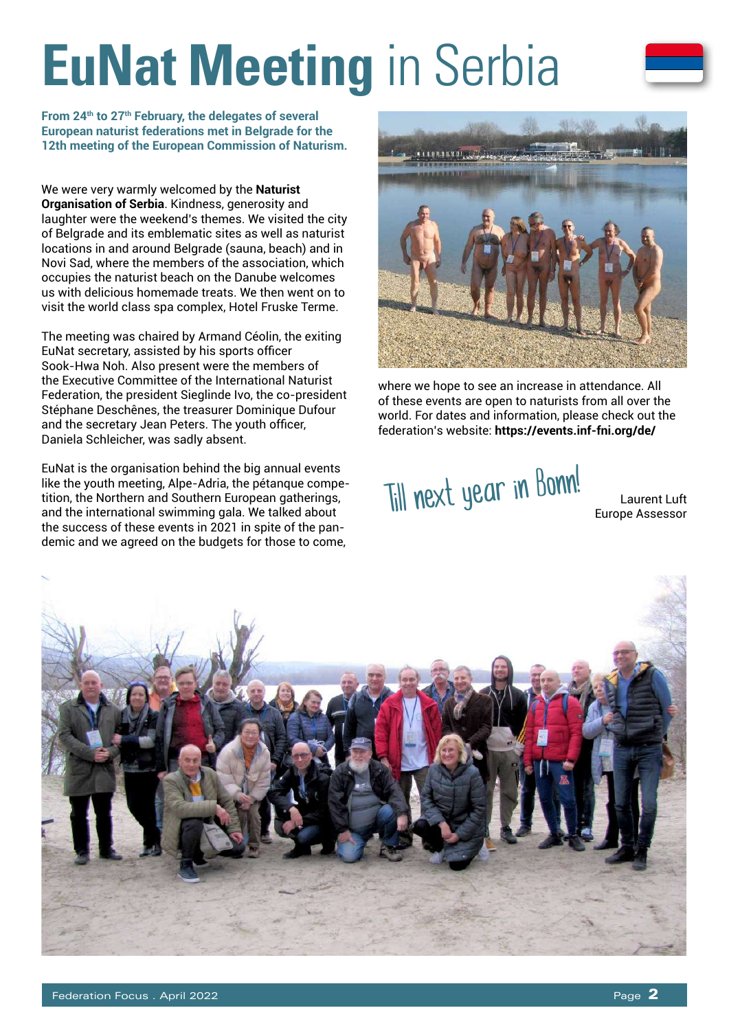# **EuNat Meeting** in Serbia

**From 24th to 27th February, the delegates of several European naturist federations met in Belgrade for the 12th meeting of the European Commission of Naturism.**

We were very warmly welcomed by the **Naturist Organisation of Serbia**. Kindness, generosity and laughter were the weekend's themes. We visited the city of Belgrade and its emblematic sites as well as naturist locations in and around Belgrade (sauna, beach) and in Novi Sad, where the members of the association, which occupies the naturist beach on the Danube welcomes us with delicious homemade treats. We then went on to visit the world class spa complex, Hotel Fruske Terme.

The meeting was chaired by Armand Céolin, the exiting EuNat secretary, assisted by his sports officer Sook-Hwa Noh. Also present were the members of the Executive Committee of the International Naturist Federation, the president Sieglinde Ivo, the co-president Stéphane Deschênes, the treasurer Dominique Dufour and the secretary Jean Peters. The youth officer, Daniela Schleicher, was sadly absent.

EuNat is the organisation behind the big annual events like the youth meeting, Alpe-Adria, the pétanque competition, the Northern and Southern European gatherings, and the international swimming gala. We talked about the success of these events in 2021 in spite of the pandemic and we agreed on the budgets for those to come, where we hope to see an increase in attendance. All of these events are open to naturists from all over the world. For dates and information, please check out the federation's website: **https://events.inf-fni.org/de/**

Till next year in Bonn!

Laurent Luft
Europe Assessor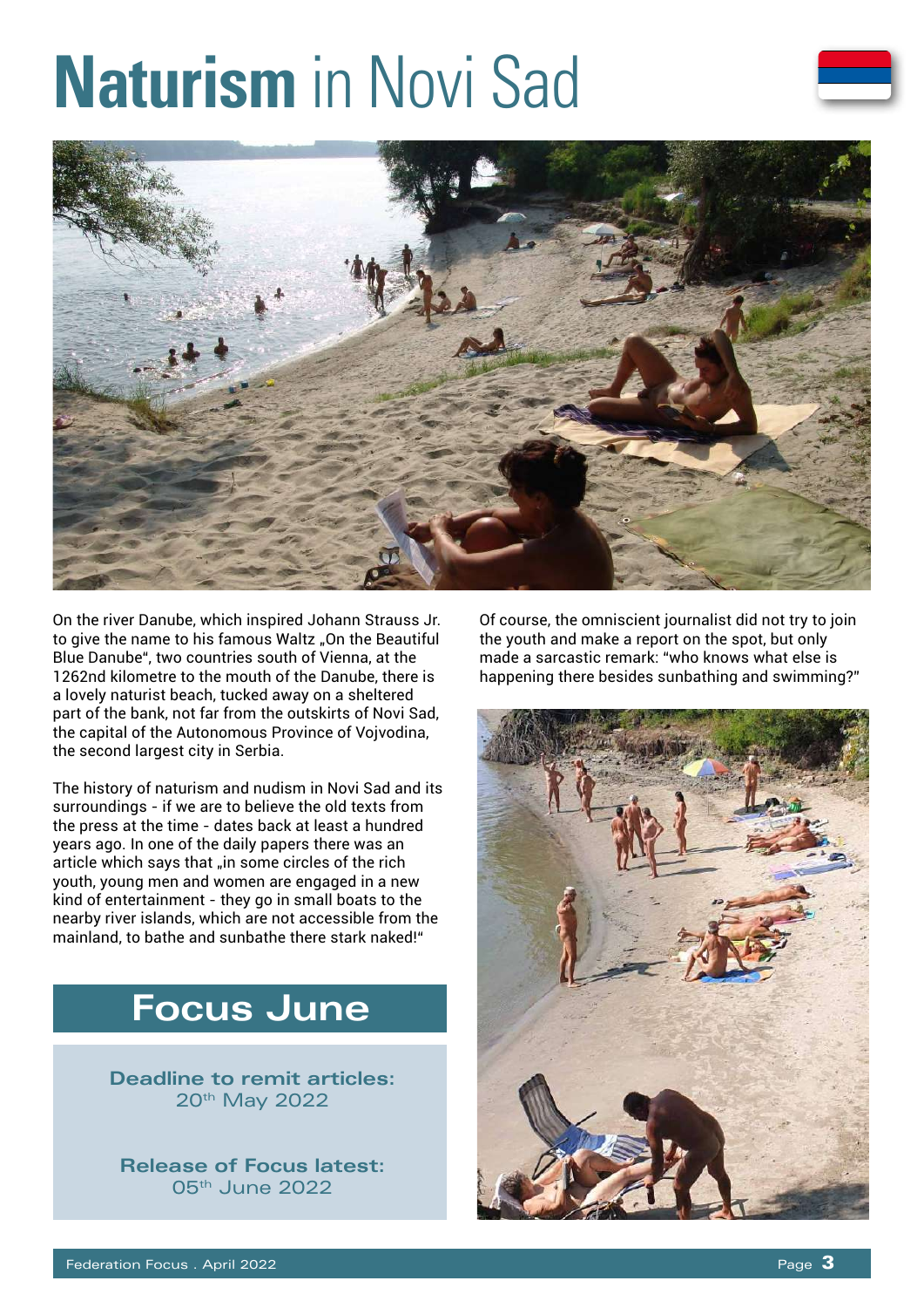# **Naturism** in Novi Sad

On the river Danube, which inspired Johann Strauss Jr. to give the name to his famous Waltz „On the Beautiful Blue Danube", two countries south of Vienna, at the 1262nd kilometre to the mouth of the Danube, there is a lovely naturist beach, tucked away on a sheltered part of the bank, not far from the outskirts of Novi Sad, the capital of the Autonomous Province of Vojvodina, the second largest city in Serbia.

The history of naturism and nudism in Novi Sad and its surroundings - if we are to believe the old texts from the press at the time - dates back at least a hundred years ago. In one of the daily papers there was an article which says that „in some circles of the rich youth, young men and women are engaged in a new kind of entertainment - they go in small boats to the nearby river islands, which are not accessible from the mainland, to bathe and sunbathe there stark naked!"

Of course, the omniscient journalist did not try to join the youth and make a report on the spot, but only made a sarcastic remark: "who knows what else is happening there besides sunbathing and swimming?"

## Focus June

**Deadline to remit articles:**
20th May 2022

**Release of Focus latest:**
05th June 2022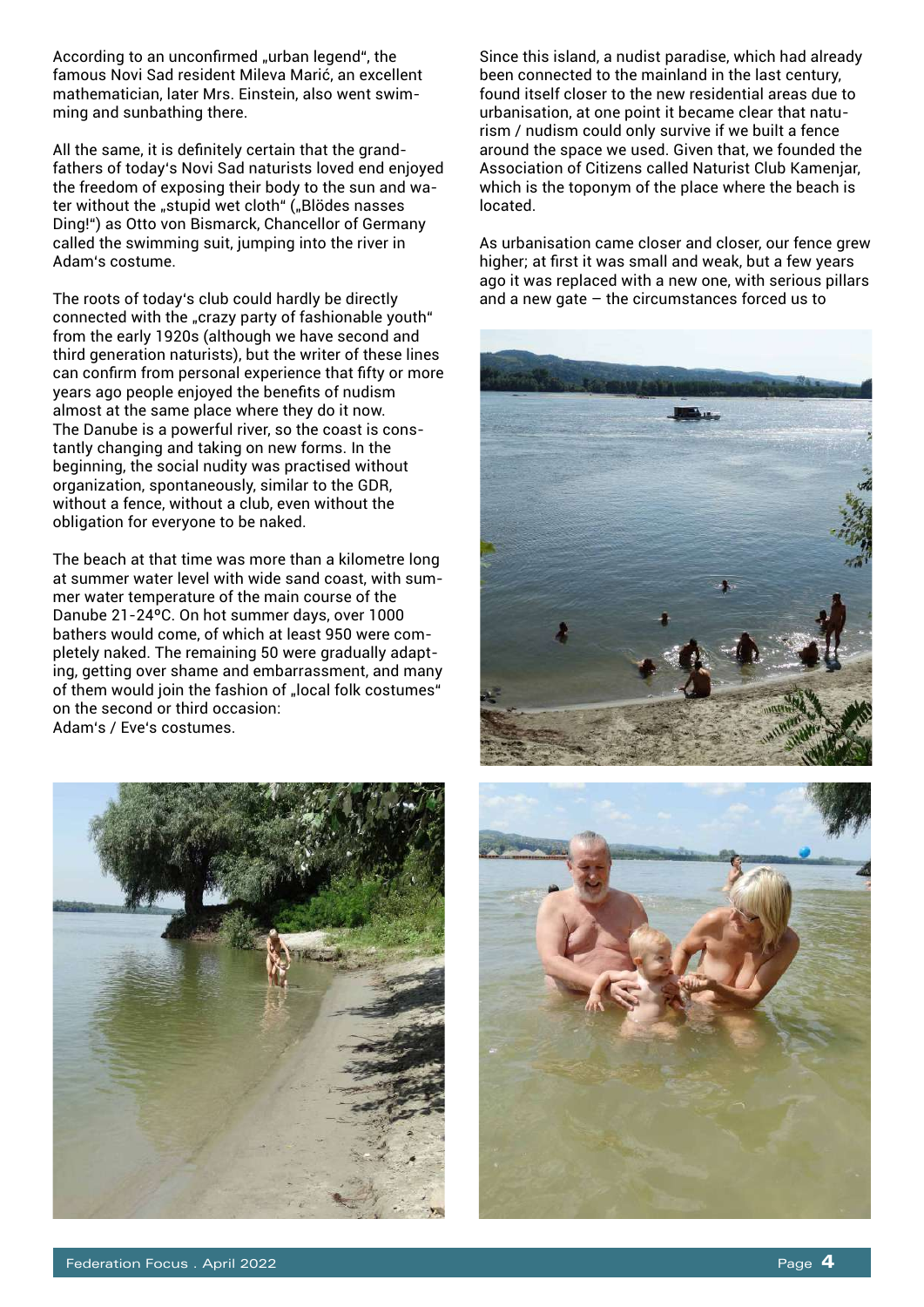According to an unconfirmed „urban legend“, the famous Novi Sad resident Mileva Marić, an excellent mathematician, later Mrs. Einstein, also went swimming and sunbathing there.

All the same, it is definitely certain that the grandfathers of today‘s Novi Sad naturists loved end enjoyed the freedom of exposing their body to the sun and water without the „stupid wet cloth“ („Blödes nasses Ding!“) as Otto von Bismarck, Chancellor of Germany called the swimming suit, jumping into the river in Adam‘s costume.

The roots of today‘s club could hardly be directly connected with the „crazy party of fashionable youth“ from the early 1920s (although we have second and third generation naturists), but the writer of these lines can confirm from personal experience that fifty or more years ago people enjoyed the benefits of nudism almost at the same place where they do it now. The Danube is a powerful river, so the coast is constantly changing and taking on new forms. In the beginning, the social nudity was practised without organization, spontaneously, similar to the GDR, without a fence, without a club, even without the obligation for everyone to be naked.

The beach at that time was more than a kilometre long at summer water level with wide sand coast, with summer water temperature of the main course of the Danube 21-24ºC. On hot summer days, over 1000 bathers would come, of which at least 950 were completely naked. The remaining 50 were gradually adapting, getting over shame and embarrassment, and many of them would join the fashion of „local folk costumes“ on the second or third occasion: Adam‘s / Eve‘s costumes.

Since this island, a nudist paradise, which had already been connected to the mainland in the last century, found itself closer to the new residential areas due to urbanisation, at one point it became clear that naturism / nudism could only survive if we built a fence around the space we used. Given that, we founded the Association of Citizens called Naturist Club Kamenjar, which is the toponym of the place where the beach is located.

As urbanisation came closer and closer, our fence grew higher; at first it was small and weak, but a few years ago it was replaced with a new one, with serious pillars and a new gate – the circumstances forced us to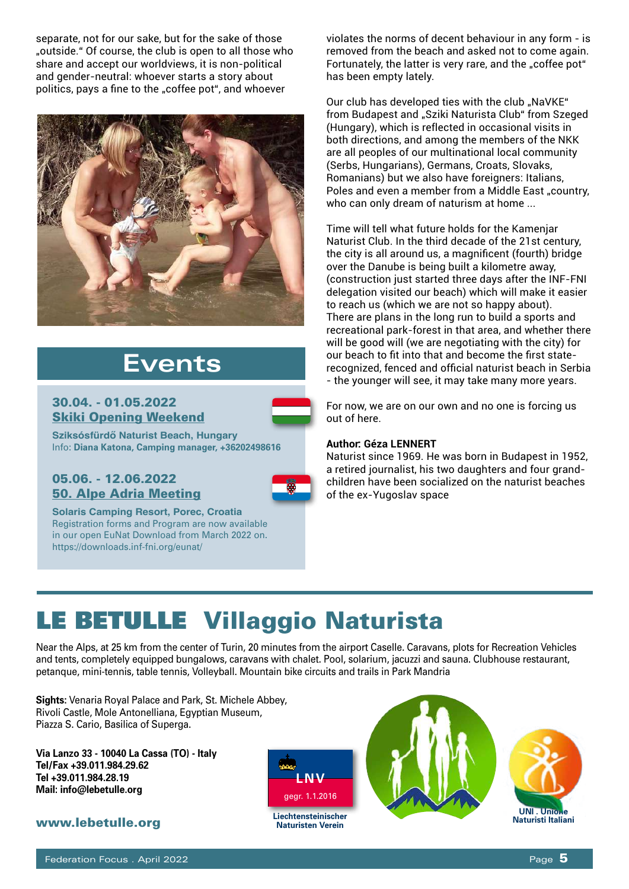separate, not for our sake, but for the sake of those „outside." Of course, the club is open to all those who share and accept our worldviews, it is non-political and gender-neutral: whoever starts a story about politics, pays a fine to the „coffee pot", and whoever violates the norms of decent behaviour in any form - is removed from the beach and asked not to come again. Fortunately, the latter is very rare, and the „coffee pot" has been empty lately.

Our club has developed ties with the club „NaVKE" from Budapest and „Sziki Naturista Club" from Szeged (Hungary), which is reflected in occasional visits in both directions, and among the members of the NKK are all peoples of our multinational local community (Serbs, Hungarians), Germans, Croats, Slovaks, Romanians) but we also have foreigners: Italians, Poles and even a member from a Middle East „country, who can only dream of naturism at home ...

Time will tell what future holds for the Kamenjar Naturist Club. In the third decade of the 21st century, the city is all around us, a magnificent (fourth) bridge over the Danube is being built a kilometre away, (construction just started three days after the INF-FNI delegation visited our beach) which will make it easier to reach us (which we are not so happy about). There are plans in the long run to build a sports and recreational park-forest in that area, and whether there will be good will (we are negotiating with the city) for our beach to fit into that and become the first state-recognized, fenced and official naturist beach in Serbia - the younger will see, it may take many more years.

For now, we are on our own and no one is forcing us out of here.

**Author: Géza LENNERT**
Naturist since 1969. He was born in Budapest in 1952, a retired journalist, his two daughters and four grand-children have been socialized on the naturist beaches of the ex-Yugoslav space

## Events

**30.04. - 01.05.2022**
**Skiki Opening Weekend**

**Sziksósfürdő Naturist Beach, Hungary**
Info: **Diana Katona, Camping manager, +36202498616**

**05.06. - 12.06.2022**
**50. Alpe Adria Meeting**

**Solaris Camping Resort, Porec, Croatia**
Registration forms and Program are now available in our open EuNat Download from March 2022 on.
https://downloads.inf-fni.org/eunat/

# LE BETULLE Villaggio Naturista

Near the Alps, at 25 km from the center of Turin, 20 minutes from the airport Caselle. Caravans, plots for Recreation Vehicles and tents, completely equipped bungalows, caravans with chalet. Pool, solarium, jacuzzi and sauna. Clubhouse restaurant, petanque, mini-tennis, table tennis, Volleyball. Mountain bike circuits and trails in Park Mandria

**Sights:** Venaria Royal Palace and Park, St. Michele Abbey, Rivoli Castle, Mole Antonelliana, Egyptian Museum, Piazza S. Cario, Basilica of Superga.

**Via Lanzo 33 - 10040 La Cassa (TO) - Italy**
**Tel/Fax +39.011.984.29.62**
**Tel +39.011.984.28.19**
**Mail: info@lebetulle.org**

**www.lebetulle.org**

LNV
gegr. 1.1.2016
**Liechtensteinischer Naturisten Verein**

**UNI . Unione Naturisti Italiani**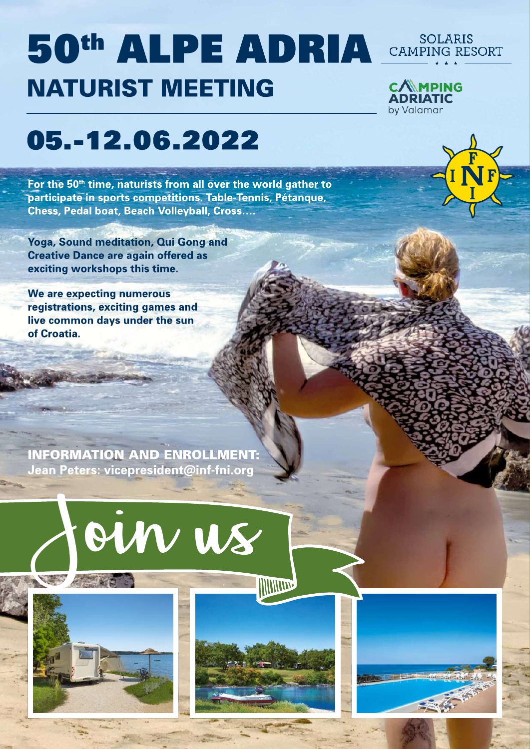# 50th ALPE ADRIA

## NATURIST MEETING

SOLARIS CAMPING RESORT

CAMPING ADRIATIC by Valamar

# 05.-12.06.2022

**For the 50th time, naturists from all over the world gather to participate in sports competitions. Table-Tennis, Pétanque, Chess, Pedal boat, Beach Volleyball, Cross….**

**Yoga, Sound meditation, Qui Gong and Creative Dance are again offered as exciting workshops this time.**

**We are expecting numerous registrations, exciting games and live common days under the sun of Croatia.**

**INFORMATION AND ENROLLMENT:**
**Jean Peters: vicepresident@inf-fni.org**

Join us